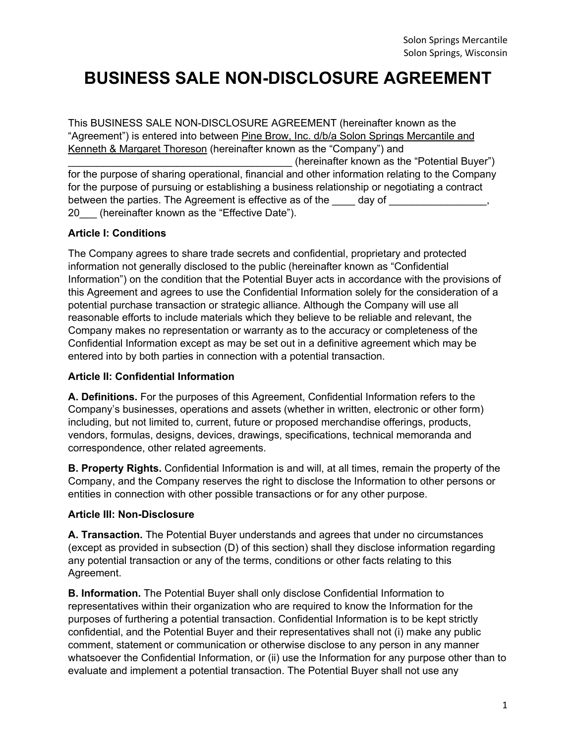Solon Springs Mercantile
Solon Springs, Wisconsin

# BUSINESS SALE NON-DISCLOSURE AGREEMENT

This BUSINESS SALE NON-DISCLOSURE AGREEMENT (hereinafter known as the "Agreement") is entered into between Pine Brow, Inc. d/b/a Solon Springs Mercantile and Kenneth & Margaret Thoreson (hereinafter known as the "Company") and ________________________________________ (hereinafter known as the "Potential Buyer") for the purpose of sharing operational, financial and other information relating to the Company for the purpose of pursuing or establishing a business relationship or negotiating a contract between the parties. The Agreement is effective as of the ____ day of _________________, 20___ (hereinafter known as the "Effective Date").

**Article I: Conditions**

The Company agrees to share trade secrets and confidential, proprietary and protected information not generally disclosed to the public (hereinafter known as "Confidential Information") on the condition that the Potential Buyer acts in accordance with the provisions of this Agreement and agrees to use the Confidential Information solely for the consideration of a potential purchase transaction or strategic alliance. Although the Company will use all reasonable efforts to include materials which they believe to be reliable and relevant, the Company makes no representation or warranty as to the accuracy or completeness of the Confidential Information except as may be set out in a definitive agreement which may be entered into by both parties in connection with a potential transaction.

**Article II: Confidential Information**

**A. Definitions.** For the purposes of this Agreement, Confidential Information refers to the Company's businesses, operations and assets (whether in written, electronic or other form) including, but not limited to, current, future or proposed merchandise offerings, products, vendors, formulas, designs, devices, drawings, specifications, technical memoranda and correspondence, other related agreements.

**B. Property Rights.** Confidential Information is and will, at all times, remain the property of the Company, and the Company reserves the right to disclose the Information to other persons or entities in connection with other possible transactions or for any other purpose.

**Article III: Non-Disclosure**

**A. Transaction.** The Potential Buyer understands and agrees that under no circumstances (except as provided in subsection (D) of this section) shall they disclose information regarding any potential transaction or any of the terms, conditions or other facts relating to this Agreement.

**B. Information.** The Potential Buyer shall only disclose Confidential Information to representatives within their organization who are required to know the Information for the purposes of furthering a potential transaction. Confidential Information is to be kept strictly confidential, and the Potential Buyer and their representatives shall not (i) make any public comment, statement or communication or otherwise disclose to any person in any manner whatsoever the Confidential Information, or (ii) use the Information for any purpose other than to evaluate and implement a potential transaction. The Potential Buyer shall not use any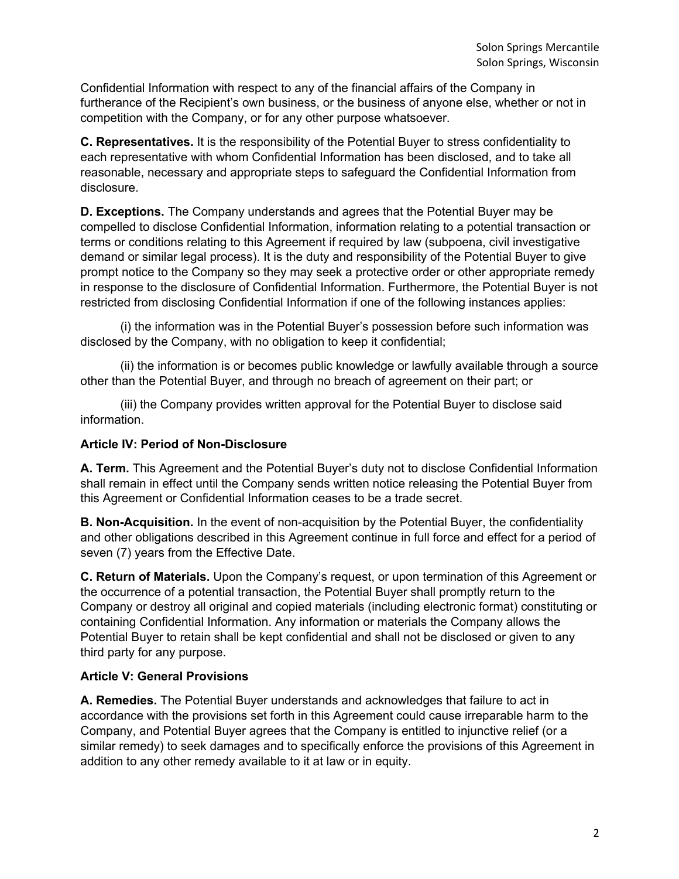Confidential Information with respect to any of the financial affairs of the Company in furtherance of the Recipient's own business, or the business of anyone else, whether or not in competition with the Company, or for any other purpose whatsoever.

**C. Representatives.** It is the responsibility of the Potential Buyer to stress confidentiality to each representative with whom Confidential Information has been disclosed, and to take all reasonable, necessary and appropriate steps to safeguard the Confidential Information from disclosure.

**D. Exceptions.** The Company understands and agrees that the Potential Buyer may be compelled to disclose Confidential Information, information relating to a potential transaction or terms or conditions relating to this Agreement if required by law (subpoena, civil investigative demand or similar legal process). It is the duty and responsibility of the Potential Buyer to give prompt notice to the Company so they may seek a protective order or other appropriate remedy in response to the disclosure of Confidential Information. Furthermore, the Potential Buyer is not restricted from disclosing Confidential Information if one of the following instances applies:

(i) the information was in the Potential Buyer's possession before such information was disclosed by the Company, with no obligation to keep it confidential;

(ii) the information is or becomes public knowledge or lawfully available through a source other than the Potential Buyer, and through no breach of agreement on their part; or

(iii) the Company provides written approval for the Potential Buyer to disclose said information.

**Article IV: Period of Non-Disclosure**

**A. Term.** This Agreement and the Potential Buyer's duty not to disclose Confidential Information shall remain in effect until the Company sends written notice releasing the Potential Buyer from this Agreement or Confidential Information ceases to be a trade secret.

**B. Non-Acquisition.** In the event of non-acquisition by the Potential Buyer, the confidentiality and other obligations described in this Agreement continue in full force and effect for a period of seven (7) years from the Effective Date.

**C. Return of Materials.** Upon the Company's request, or upon termination of this Agreement or the occurrence of a potential transaction, the Potential Buyer shall promptly return to the Company or destroy all original and copied materials (including electronic format) constituting or containing Confidential Information. Any information or materials the Company allows the Potential Buyer to retain shall be kept confidential and shall not be disclosed or given to any third party for any purpose.

**Article V: General Provisions**

**A. Remedies.** The Potential Buyer understands and acknowledges that failure to act in accordance with the provisions set forth in this Agreement could cause irreparable harm to the Company, and Potential Buyer agrees that the Company is entitled to injunctive relief (or a similar remedy) to seek damages and to specifically enforce the provisions of this Agreement in addition to any other remedy available to it at law or in equity.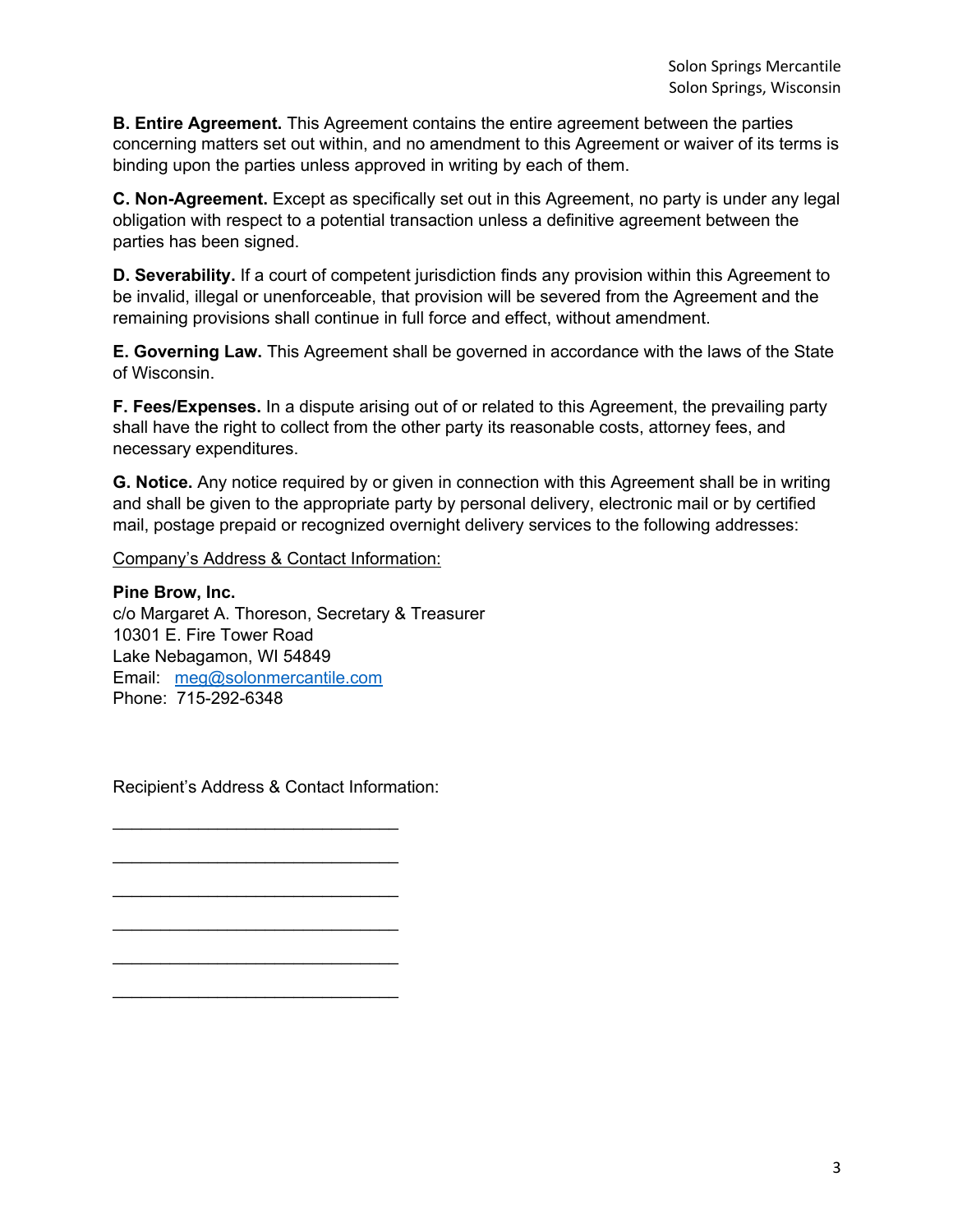**B. Entire Agreement.** This Agreement contains the entire agreement between the parties concerning matters set out within, and no amendment to this Agreement or waiver of its terms is binding upon the parties unless approved in writing by each of them.

**C. Non-Agreement.** Except as specifically set out in this Agreement, no party is under any legal obligation with respect to a potential transaction unless a definitive agreement between the parties has been signed.

**D. Severability.** If a court of competent jurisdiction finds any provision within this Agreement to be invalid, illegal or unenforceable, that provision will be severed from the Agreement and the remaining provisions shall continue in full force and effect, without amendment.

**E. Governing Law.** This Agreement shall be governed in accordance with the laws of the State of Wisconsin.

**F. Fees/Expenses.** In a dispute arising out of or related to this Agreement, the prevailing party shall have the right to collect from the other party its reasonable costs, attorney fees, and necessary expenditures.

**G. Notice.** Any notice required by or given in connection with this Agreement shall be in writing and shall be given to the appropriate party by personal delivery, electronic mail or by certified mail, postage prepaid or recognized overnight delivery services to the following addresses:

<u>Company's Address & Contact Information:</u>

**Pine Brow, Inc.**
c/o Margaret A. Thoreson, Secretary & Treasurer
10301 E. Fire Tower Road
Lake Nebagamon, WI 54849
Email: meg@solonmercantile.com
Phone: 715-292-6348

Recipient's Address & Contact Information:

______________________________

______________________________

______________________________

______________________________

______________________________

______________________________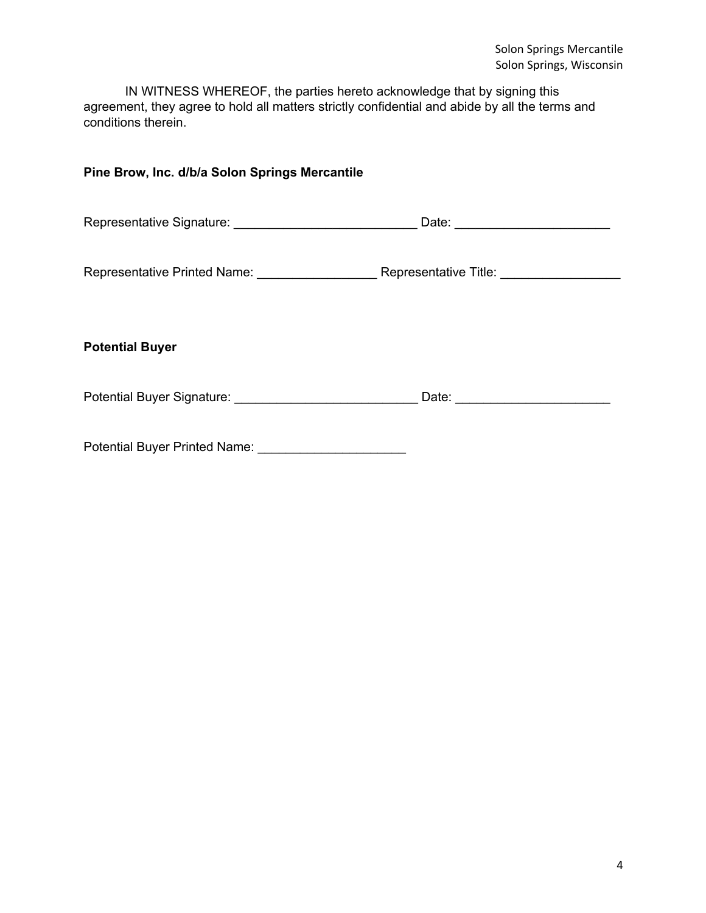IN WITNESS WHEREOF, the parties hereto acknowledge that by signing this agreement, they agree to hold all matters strictly confidential and abide by all the terms and conditions therein.

**Pine Brow, Inc. d/b/a Solon Springs Mercantile**

Representative Signature: __________________________ Date: ______________________

Representative Printed Name: _________________ Representative Title: _________________

**Potential Buyer**

Potential Buyer Signature: __________________________ Date: ______________________

Potential Buyer Printed Name: _____________________